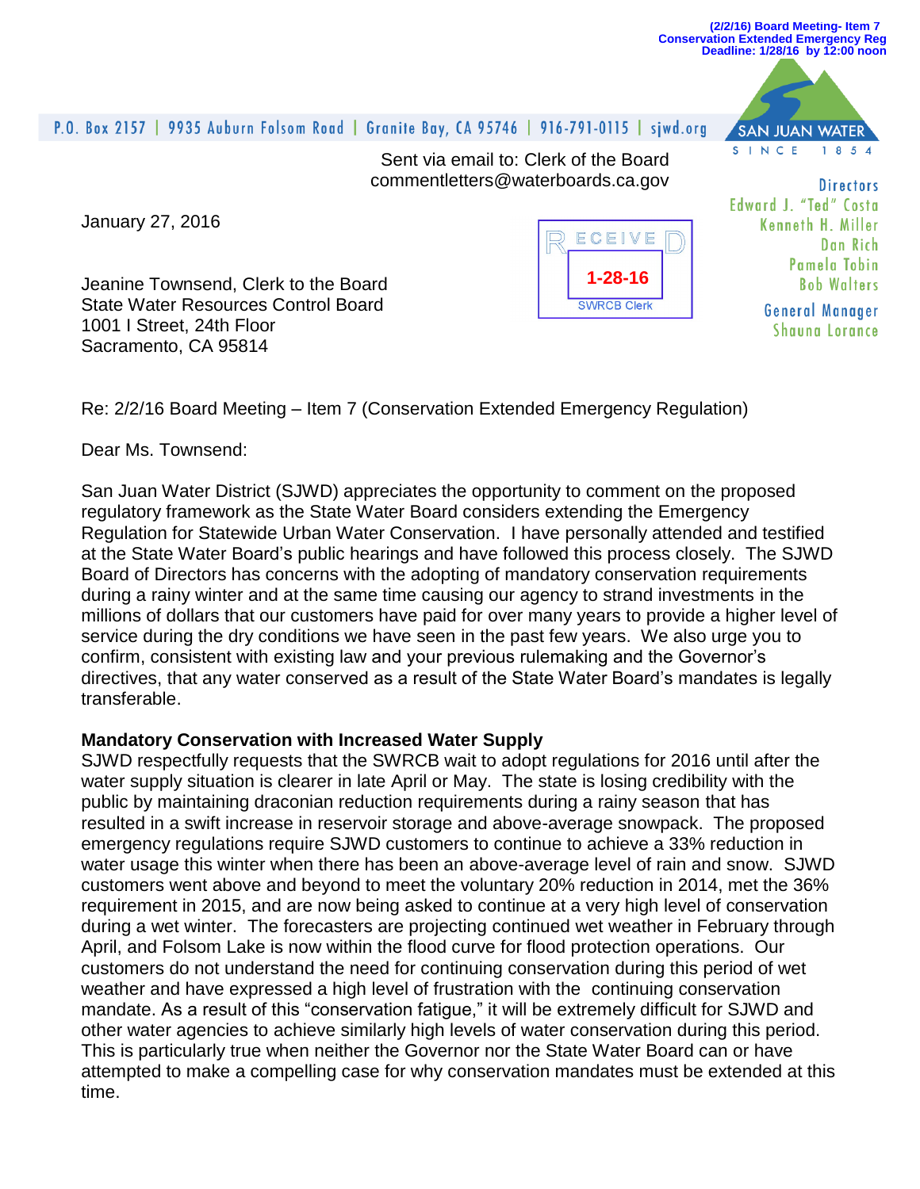(2/2/16) Board Meeting- Item 7
Conservation Extended Emergency Reg
Deadline: 1/28/16 by 12:00 noon

P.O. Box 2157 | 9935 Auburn Folsom Road | Granite Bay, CA 95746 | 916-791-0115 | sjwd.org

SAN JUAN WATER
SINCE 1854

Sent via email to: Clerk of the Board
commentletters@waterboards.ca.gov

**Directors**
Edward J. "Ted" Costa
Kenneth H. Miller
Dan Rich
Pamela Tobin
Bob Walters

**General Manager**
Shauna Lorance

RECEIVED
1-28-16
SWRCB Clerk

January 27, 2016

Jeanine Townsend, Clerk to the Board
State Water Resources Control Board
1001 I Street, 24th Floor
Sacramento, CA 95814

Re: 2/2/16 Board Meeting – Item 7 (Conservation Extended Emergency Regulation)

Dear Ms. Townsend:

San Juan Water District (SJWD) appreciates the opportunity to comment on the proposed regulatory framework as the State Water Board considers extending the Emergency Regulation for Statewide Urban Water Conservation. I have personally attended and testified at the State Water Board's public hearings and have followed this process closely. The SJWD Board of Directors has concerns with the adopting of mandatory conservation requirements during a rainy winter and at the same time causing our agency to strand investments in the millions of dollars that our customers have paid for over many years to provide a higher level of service during the dry conditions we have seen in the past few years. We also urge you to confirm, consistent with existing law and your previous rulemaking and the Governor's directives, that any water conserved as a result of the State Water Board's mandates is legally transferable.

**Mandatory Conservation with Increased Water Supply**

SJWD respectfully requests that the SWRCB wait to adopt regulations for 2016 until after the water supply situation is clearer in late April or May. The state is losing credibility with the public by maintaining draconian reduction requirements during a rainy season that has resulted in a swift increase in reservoir storage and above-average snowpack. The proposed emergency regulations require SJWD customers to continue to achieve a 33% reduction in water usage this winter when there has been an above-average level of rain and snow. SJWD customers went above and beyond to meet the voluntary 20% reduction in 2014, met the 36% requirement in 2015, and are now being asked to continue at a very high level of conservation during a wet winter. The forecasters are projecting continued wet weather in February through April, and Folsom Lake is now within the flood curve for flood protection operations. Our customers do not understand the need for continuing conservation during this period of wet weather and have expressed a high level of frustration with the continuing conservation mandate. As a result of this "conservation fatigue," it will be extremely difficult for SJWD and other water agencies to achieve similarly high levels of water conservation during this period. This is particularly true when neither the Governor nor the State Water Board can or have attempted to make a compelling case for why conservation mandates must be extended at this time.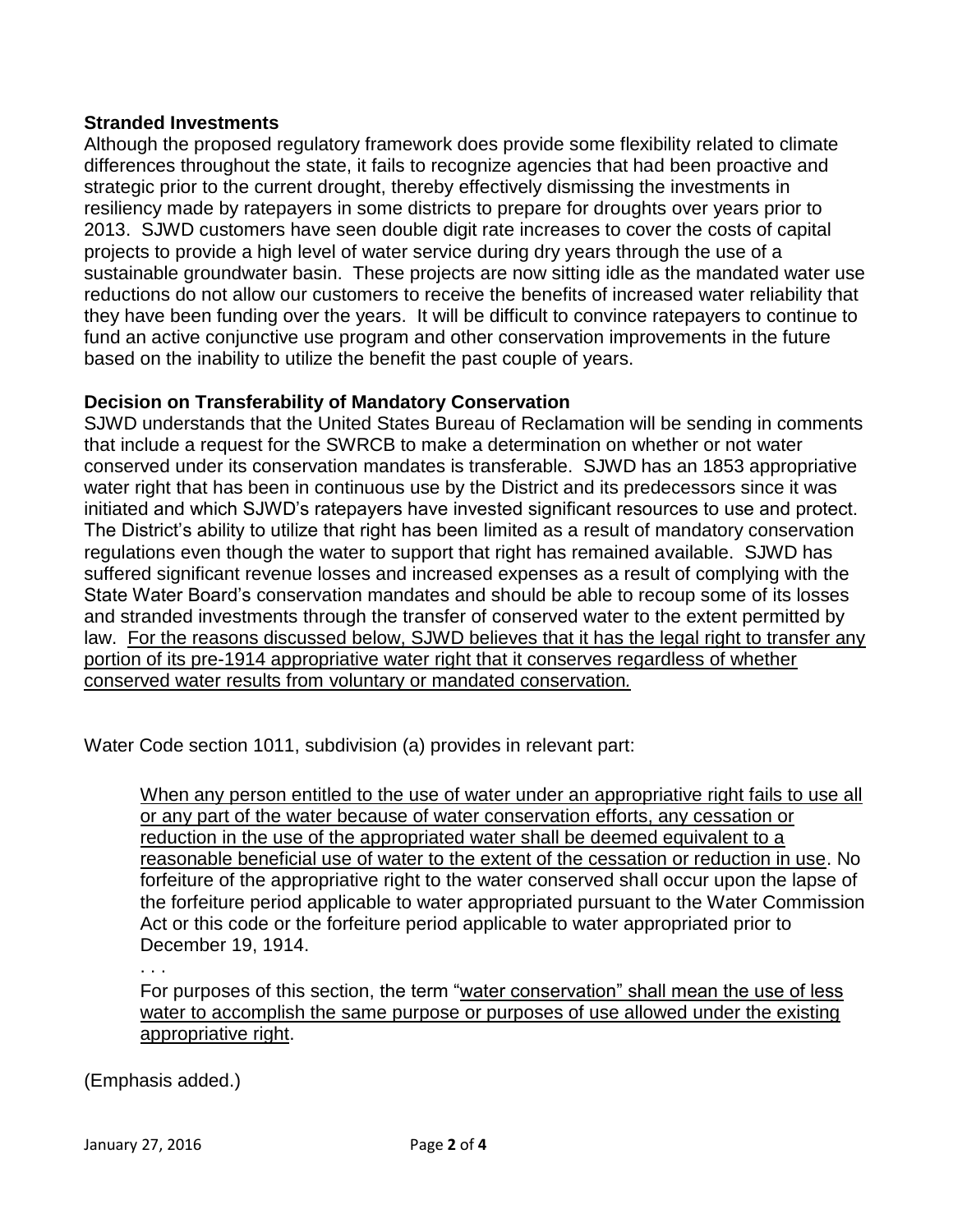**Stranded Investments**

Although the proposed regulatory framework does provide some flexibility related to climate differences throughout the state, it fails to recognize agencies that had been proactive and strategic prior to the current drought, thereby effectively dismissing the investments in resiliency made by ratepayers in some districts to prepare for droughts over years prior to 2013. SJWD customers have seen double digit rate increases to cover the costs of capital projects to provide a high level of water service during dry years through the use of a sustainable groundwater basin. These projects are now sitting idle as the mandated water use reductions do not allow our customers to receive the benefits of increased water reliability that they have been funding over the years. It will be difficult to convince ratepayers to continue to fund an active conjunctive use program and other conservation improvements in the future based on the inability to utilize the benefit the past couple of years.

**Decision on Transferability of Mandatory Conservation**

SJWD understands that the United States Bureau of Reclamation will be sending in comments that include a request for the SWRCB to make a determination on whether or not water conserved under its conservation mandates is transferable. SJWD has an 1853 appropriative water right that has been in continuous use by the District and its predecessors since it was initiated and which SJWD's ratepayers have invested significant resources to use and protect. The District's ability to utilize that right has been limited as a result of mandatory conservation regulations even though the water to support that right has remained available. SJWD has suffered significant revenue losses and increased expenses as a result of complying with the State Water Board's conservation mandates and should be able to recoup some of its losses and stranded investments through the transfer of conserved water to the extent permitted by law. <u>For the reasons discussed below, SJWD believes that it has the legal right to transfer any portion of its pre-1914 appropriative water right that it conserves regardless of whether conserved water results from voluntary or mandated conservation.</u>

Water Code section 1011, subdivision (a) provides in relevant part:

> <u>When any person entitled to the use of water under an appropriative right fails to use all or any part of the water because of water conservation efforts, any cessation or reduction in the use of the appropriated water shall be deemed equivalent to a reasonable beneficial use of water to the extent of the cessation or reduction in use</u>. No forfeiture of the appropriative right to the water conserved shall occur upon the lapse of the forfeiture period applicable to water appropriated pursuant to the Water Commission Act or this code or the forfeiture period applicable to water appropriated prior to December 19, 1914.
>
> . . .
>
> For purposes of this section, the term "<u>water conservation" shall mean the use of less water to accomplish the same purpose or purposes of use allowed under the existing appropriative right</u>.

(Emphasis added.)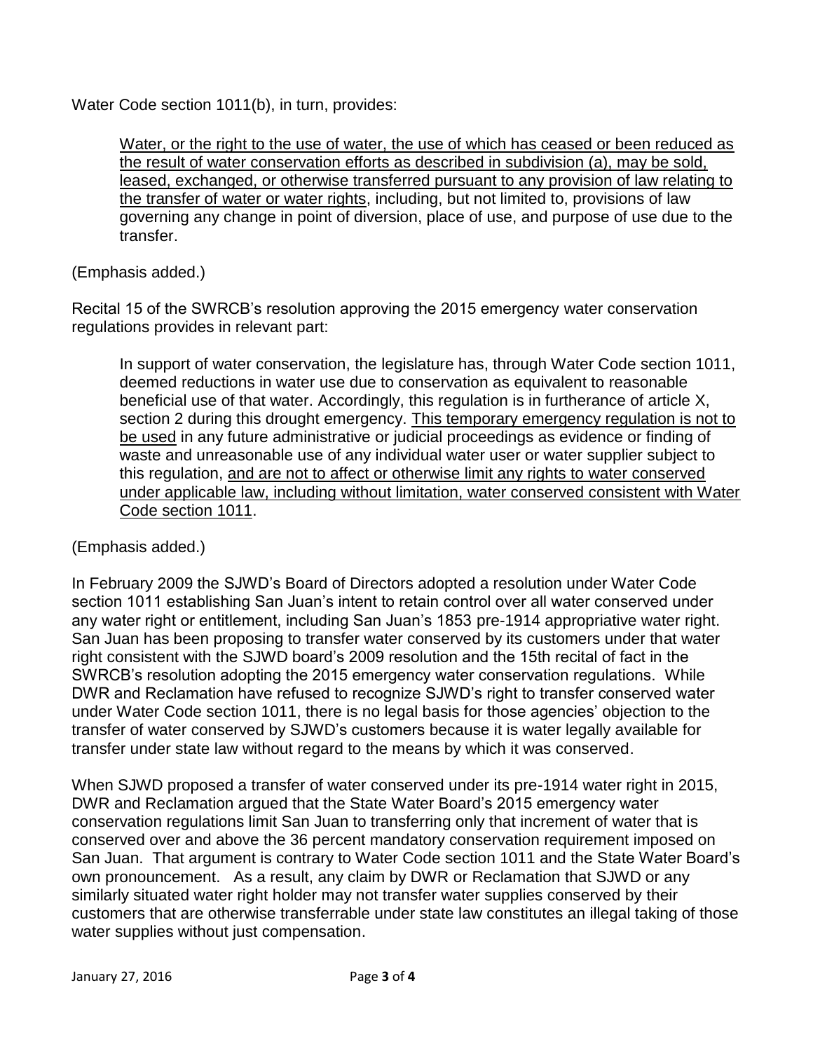Water Code section 1011(b), in turn, provides:

> <u>Water, or the right to the use of water, the use of which has ceased or been reduced as the result of water conservation efforts as described in subdivision (a), may be sold, leased, exchanged, or otherwise transferred pursuant to any provision of law relating to the transfer of water or water rights</u>, including, but not limited to, provisions of law governing any change in point of diversion, place of use, and purpose of use due to the transfer.

(Emphasis added.)

Recital 15 of the SWRCB's resolution approving the 2015 emergency water conservation regulations provides in relevant part:

> In support of water conservation, the legislature has, through Water Code section 1011, deemed reductions in water use due to conservation as equivalent to reasonable beneficial use of that water. Accordingly, this regulation is in furtherance of article X, section 2 during this drought emergency. <u>This temporary emergency regulation is not to be used</u> in any future administrative or judicial proceedings as evidence or finding of waste and unreasonable use of any individual water user or water supplier subject to this regulation, <u>and are not to affect or otherwise limit any rights to water conserved under applicable law, including without limitation, water conserved consistent with Water Code section 1011</u>.

(Emphasis added.)

In February 2009 the SJWD's Board of Directors adopted a resolution under Water Code section 1011 establishing San Juan's intent to retain control over all water conserved under any water right or entitlement, including San Juan's 1853 pre-1914 appropriative water right. San Juan has been proposing to transfer water conserved by its customers under that water right consistent with the SJWD board's 2009 resolution and the 15th recital of fact in the SWRCB's resolution adopting the 2015 emergency water conservation regulations. While DWR and Reclamation have refused to recognize SJWD's right to transfer conserved water under Water Code section 1011, there is no legal basis for those agencies' objection to the transfer of water conserved by SJWD's customers because it is water legally available for transfer under state law without regard to the means by which it was conserved.

When SJWD proposed a transfer of water conserved under its pre-1914 water right in 2015, DWR and Reclamation argued that the State Water Board's 2015 emergency water conservation regulations limit San Juan to transferring only that increment of water that is conserved over and above the 36 percent mandatory conservation requirement imposed on San Juan. That argument is contrary to Water Code section 1011 and the State Water Board's own pronouncement. As a result, any claim by DWR or Reclamation that SJWD or any similarly situated water right holder may not transfer water supplies conserved by their customers that are otherwise transferrable under state law constitutes an illegal taking of those water supplies without just compensation.

January 27, 2016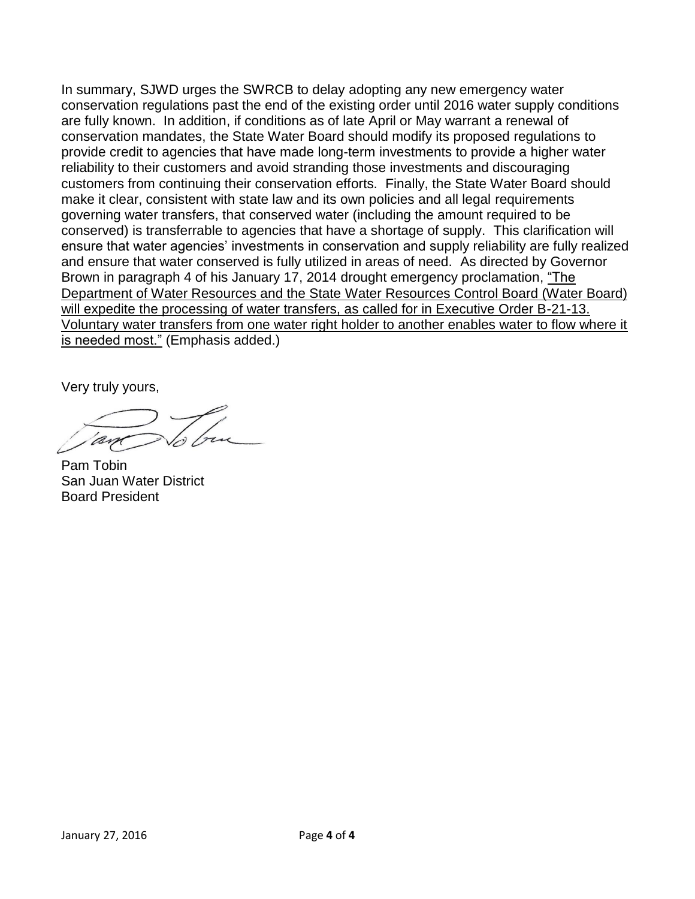In summary, SJWD urges the SWRCB to delay adopting any new emergency water conservation regulations past the end of the existing order until 2016 water supply conditions are fully known. In addition, if conditions as of late April or May warrant a renewal of conservation mandates, the State Water Board should modify its proposed regulations to provide credit to agencies that have made long-term investments to provide a higher water reliability to their customers and avoid stranding those investments and discouraging customers from continuing their conservation efforts. Finally, the State Water Board should make it clear, consistent with state law and its own policies and all legal requirements governing water transfers, that conserved water (including the amount required to be conserved) is transferrable to agencies that have a shortage of supply. This clarification will ensure that water agencies' investments in conservation and supply reliability are fully realized and ensure that water conserved is fully utilized in areas of need. As directed by Governor Brown in paragraph 4 of his January 17, 2014 drought emergency proclamation, <u>"The Department of Water Resources and the State Water Resources Control Board (Water Board) will expedite the processing of water transfers, as called for in Executive Order B-21-13. Voluntary water transfers from one water right holder to another enables water to flow where it is needed most."</u> (Emphasis added.)

Very truly yours,

Pam Tobin
San Juan Water District
Board President

January 27, 2016